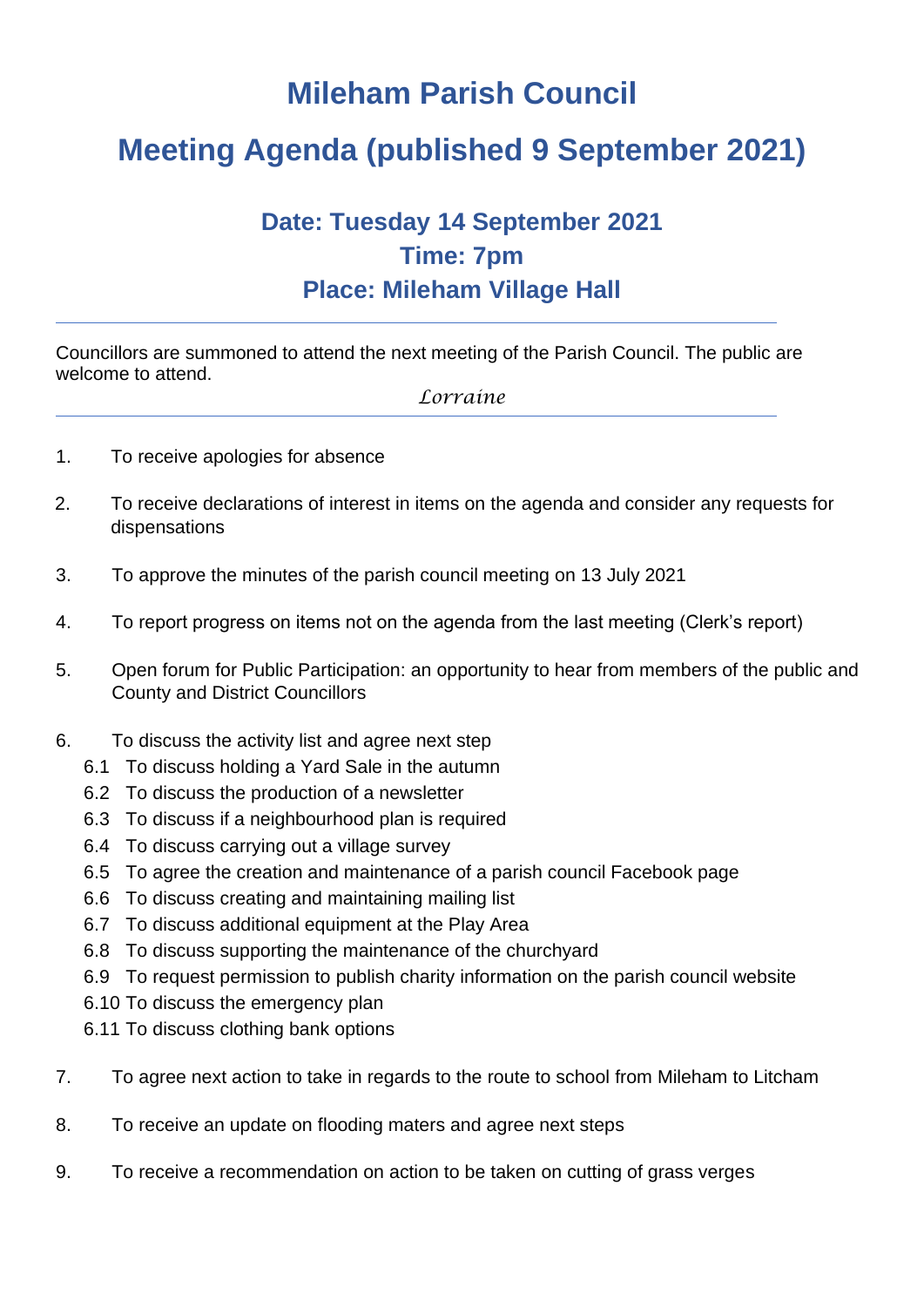# Mileham Parish Council

# Meeting Agenda (published 9 September 2021)

## Date: Tuesday 14 September 2021

## Time: 7pm

## Place: Mileham Village Hall

---

Councillors are summoned to attend the next meeting of the Parish Council. The public are welcome to attend.

*Lorraine*

---

1. To receive apologies for absence

2. To receive declarations of interest in items on the agenda and consider any requests for dispensations

3. To approve the minutes of the parish council meeting on 13 July 2021

4. To report progress on items not on the agenda from the last meeting (Clerk's report)

5. Open forum for Public Participation: an opportunity to hear from members of the public and County and District Councillors

6. To discuss the activity list and agree next step
   - 6.1 To discuss holding a Yard Sale in the autumn
   - 6.2 To discuss the production of a newsletter
   - 6.3 To discuss if a neighbourhood plan is required
   - 6.4 To discuss carrying out a village survey
   - 6.5 To agree the creation and maintenance of a parish council Facebook page
   - 6.6 To discuss creating and maintaining mailing list
   - 6.7 To discuss additional equipment at the Play Area
   - 6.8 To discuss supporting the maintenance of the churchyard
   - 6.9 To request permission to publish charity information on the parish council website
   - 6.10 To discuss the emergency plan
   - 6.11 To discuss clothing bank options

7. To agree next action to take in regards to the route to school from Mileham to Litcham

8. To receive an update on flooding maters and agree next steps

9. To receive a recommendation on action to be taken on cutting of grass verges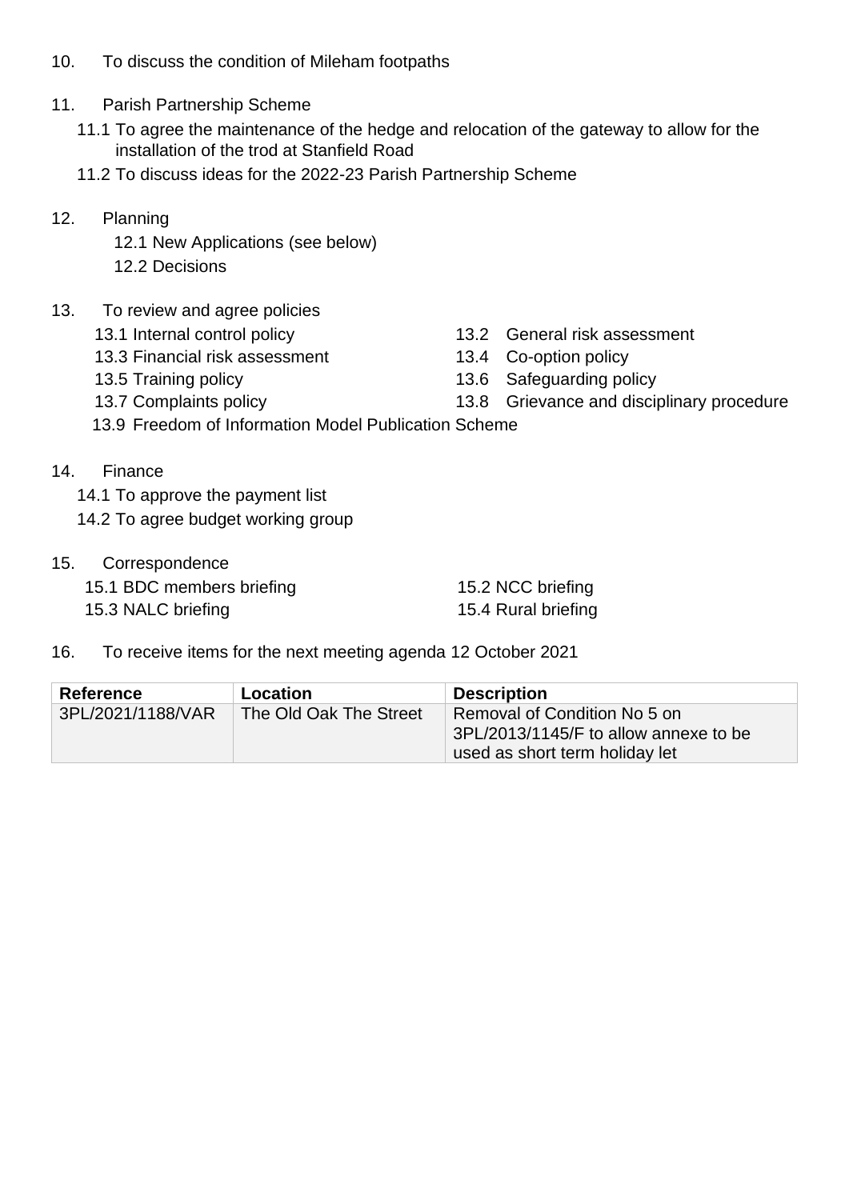10. To discuss the condition of Mileham footpaths

11. Parish Partnership Scheme
    - 11.1 To agree the maintenance of the hedge and relocation of the gateway to allow for the installation of the trod at Stanfield Road
    - 11.2 To discuss ideas for the 2022-23 Parish Partnership Scheme

12. Planning
    - 12.1 New Applications (see below)
    - 12.2 Decisions

13. To review and agree policies
    - 13.1 Internal control policy
    - 13.2 General risk assessment
    - 13.3 Financial risk assessment
    - 13.4 Co-option policy
    - 13.5 Training policy
    - 13.6 Safeguarding policy
    - 13.7 Complaints policy
    - 13.8 Grievance and disciplinary procedure
    - 13.9 Freedom of Information Model Publication Scheme

14. Finance
    - 14.1 To approve the payment list
    - 14.2 To agree budget working group

15. Correspondence
    - 15.1 BDC members briefing
    - 15.2 NCC briefing
    - 15.3 NALC briefing
    - 15.4 Rural briefing

16. To receive items for the next meeting agenda 12 October 2021

| Reference | Location | Description |
|---|---|---|
| 3PL/2021/1188/VAR | The Old Oak The Street | Removal of Condition No 5 on 3PL/2013/1145/F to allow annexe to be used as short term holiday let |